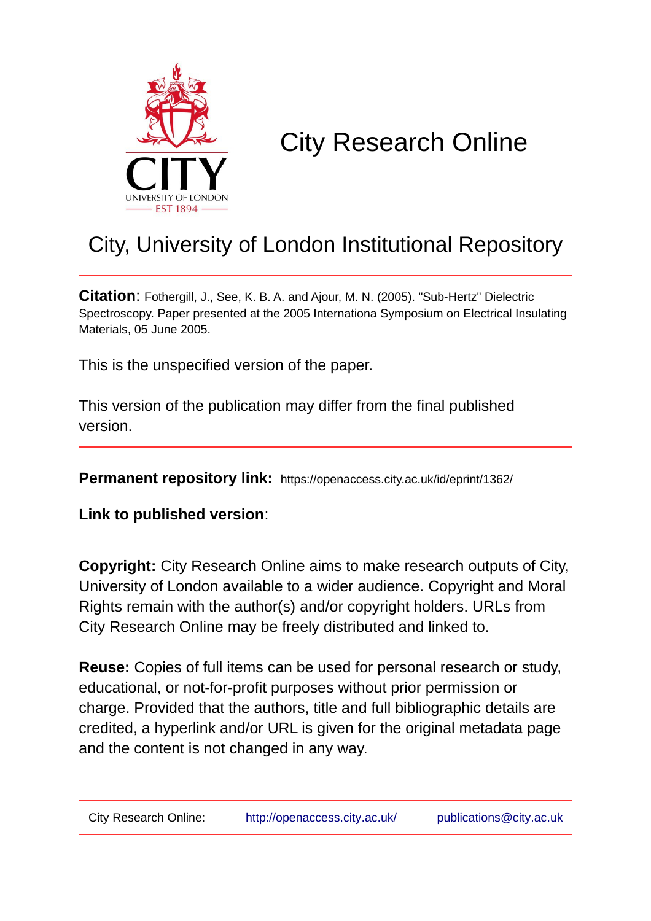# City Research Online

## City, University of London Institutional Repository

**Citation**: Fothergill, J., See, K. B. A. and Ajour, M. N. (2005). "Sub-Hertz" Dielectric Spectroscopy. Paper presented at the 2005 Internationa Symposium on Electrical Insulating Materials, 05 June 2005.

This is the unspecified version of the paper.

This version of the publication may differ from the final published version.

---

**Permanent repository link:** https://openaccess.city.ac.uk/id/eprint/1362/

**Link to published version**:

**Copyright:** City Research Online aims to make research outputs of City, University of London available to a wider audience. Copyright and Moral Rights remain with the author(s) and/or copyright holders. URLs from City Research Online may be freely distributed and linked to.

**Reuse:** Copies of full items can be used for personal research or study, educational, or not-for-profit purposes without prior permission or charge. Provided that the authors, title and full bibliographic details are credited, a hyperlink and/or URL is given for the original metadata page and the content is not changed in any way.

---

City Research Online: http://openaccess.city.ac.uk/ publications@city.ac.uk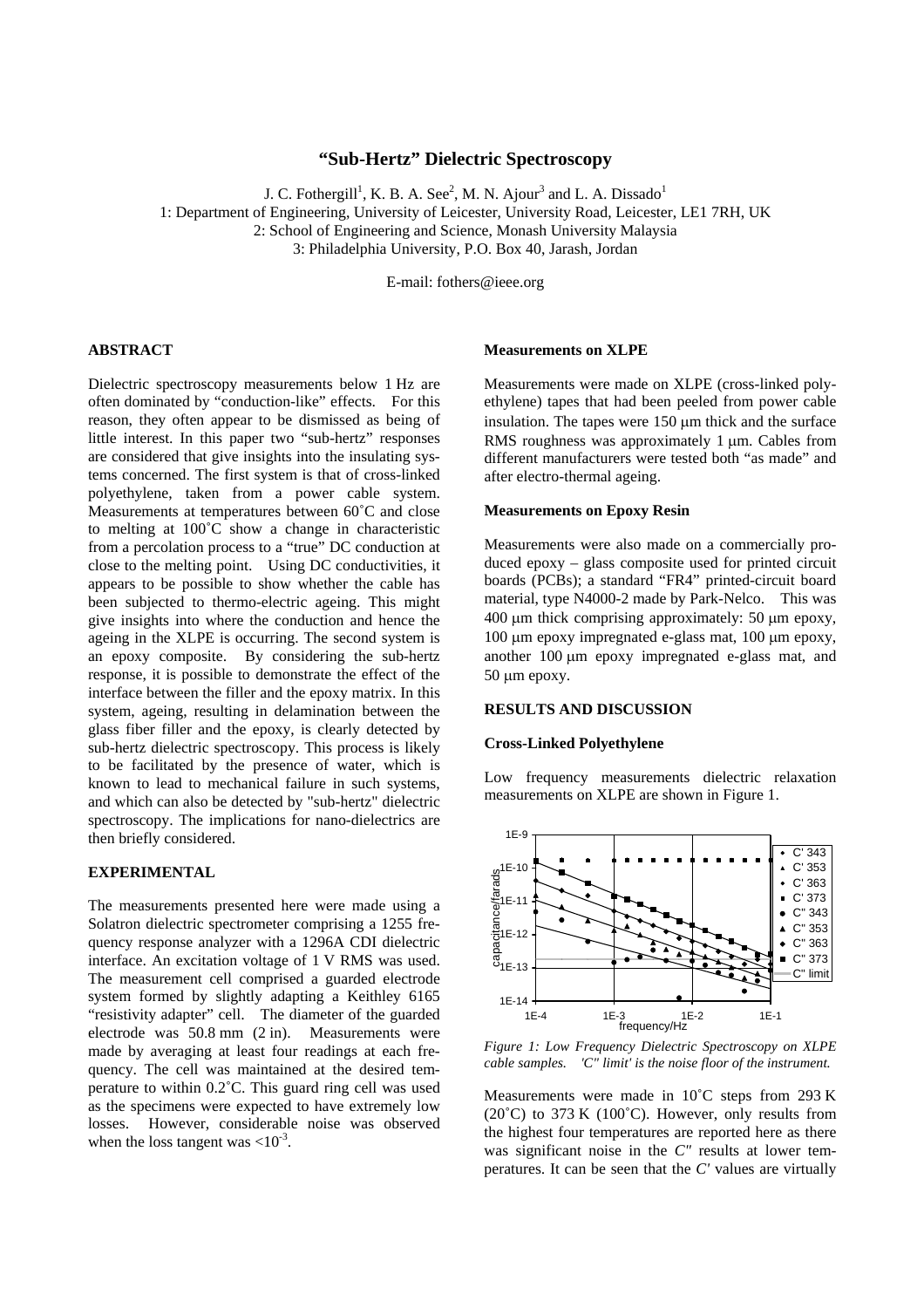# "Sub-Hertz" Dielectric Spectroscopy

J. C. Fothergill[1], K. B. A. See[2], M. N. Ajour[3] and L. A. Dissado[1]

1: Department of Engineering, University of Leicester, University Road, Leicester, LE1 7RH, UK

2: School of Engineering and Science, Monash University Malaysia

3: Philadelphia University, P.O. Box 40, Jarash, Jordan

E-mail: fothers@ieee.org

## ABSTRACT

Dielectric spectroscopy measurements below 1 Hz are often dominated by "conduction-like" effects. For this reason, they often appear to be dismissed as being of little interest. In this paper two "sub-hertz" responses are considered that give insights into the insulating systems concerned. The first system is that of cross-linked polyethylene, taken from a power cable system. Measurements at temperatures between 60˚C and close to melting at 100˚C show a change in characteristic from a percolation process to a "true" DC conduction at close to the melting point. Using DC conductivities, it appears to be possible to show whether the cable has been subjected to thermo-electric ageing. This might give insights into where the conduction and hence the ageing in the XLPE is occurring. The second system is an epoxy composite. By considering the sub-hertz response, it is possible to demonstrate the effect of the interface between the filler and the epoxy matrix. In this system, ageing, resulting in delamination between the glass fiber filler and the epoxy, is clearly detected by sub-hertz dielectric spectroscopy. This process is likely to be facilitated by the presence of water, which is known to lead to mechanical failure in such systems, and which can also be detected by "sub-hertz" dielectric spectroscopy. The implications for nano-dielectrics are then briefly considered.

## EXPERIMENTAL

The measurements presented here were made using a Solatron dielectric spectrometer comprising a 1255 frequency response analyzer with a 1296A CDI dielectric interface. An excitation voltage of 1 V RMS was used. The measurement cell comprised a guarded electrode system formed by slightly adapting a Keithley 6165 "resistivity adapter" cell. The diameter of the guarded electrode was 50.8 mm (2 in). Measurements were made by averaging at least four readings at each frequency. The cell was maintained at the desired temperature to within 0.2˚C. This guard ring cell was used as the specimens were expected to have extremely low losses. However, considerable noise was observed when the loss tangent was $<10^{-3}$.

### Measurements on XLPE

Measurements were made on XLPE (cross-linked polyethylene) tapes that had been peeled from power cable insulation. The tapes were 150 μm thick and the surface RMS roughness was approximately 1 μm. Cables from different manufacturers were tested both "as made" and after electro-thermal ageing.

### Measurements on Epoxy Resin

Measurements were also made on a commercially produced epoxy – glass composite used for printed circuit boards (PCBs); a standard "FR4" printed-circuit board material, type N4000-2 made by Park-Nelco. This was 400 μm thick comprising approximately: 50 μm epoxy, 100 μm epoxy impregnated e-glass mat, 100 μm epoxy, another 100 μm epoxy impregnated e-glass mat, and 50 μm epoxy.

## RESULTS AND DISCUSSION

### Cross-Linked Polyethylene

Low frequency measurements dielectric relaxation measurements on XLPE are shown in Figure 1.

*Figure 1: Low Frequency Dielectric Spectroscopy on XLPE cable samples. 'C" limit' is the noise floor of the instrument.*

Measurements were made in 10˚C steps from 293 K (20˚C) to 373 K (100˚C). However, only results from the highest four temperatures are reported here as there was significant noise in the *C″* results at lower temperatures. It can be seen that the *C′* values are virtually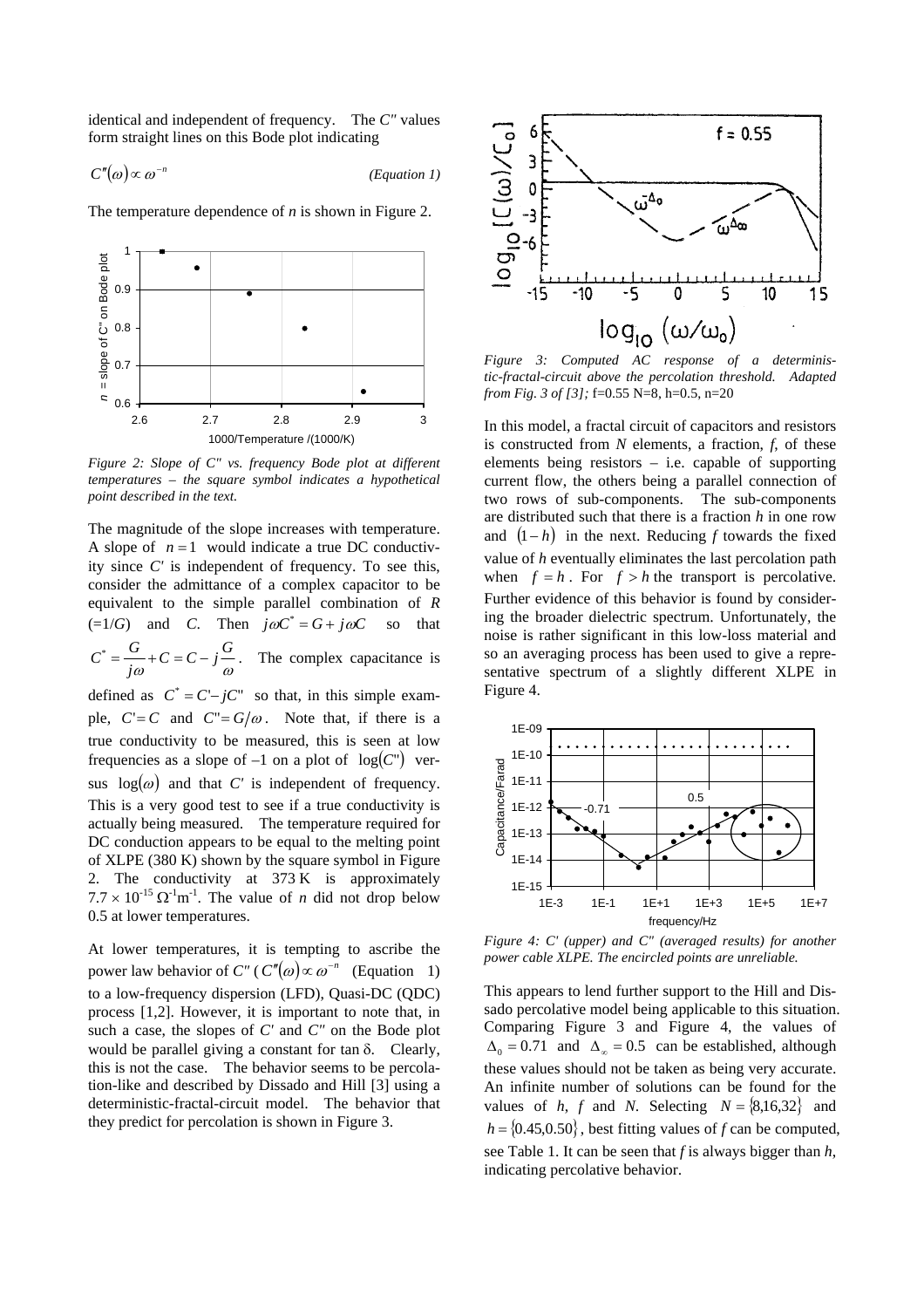identical and independent of frequency. The $C''$ values form straight lines on this Bode plot indicating

$$C''(\omega) \propto \omega^{-n} \qquad \textit{(Equation 1)}$$

The temperature dependence of $n$ is shown in Figure 2.

*Figure 2: Slope of C'' vs. frequency Bode plot at different temperatures – the square symbol indicates a hypothetical point described in the text.*

The magnitude of the slope increases with temperature. A slope of $n = 1$ would indicate a true DC conductivity since $C'$ is independent of frequency. To see this, consider the admittance of a complex capacitor to be equivalent to the simple parallel combination of $R$ (=1/$G$) and $C$. Then $j\omega C^* = G + j\omega C$ so that $C^* = \frac{G}{j\omega} + C = C - j\frac{G}{\omega}$. The complex capacitance is defined as $C^* = C' - jC''$ so that, in this simple example, $C' = C$ and $C'' = G/\omega$. Note that, if there is a true conductivity to be measured, this is seen at low frequencies as a slope of –1 on a plot of $\log(C'')$ versus $\log(\omega)$ and that $C'$ is independent of frequency. This is a very good test to see if a true conductivity is actually being measured. The temperature required for DC conduction appears to be equal to the melting point of XLPE (380 K) shown by the square symbol in Figure 2. The conductivity at 373 K is approximately $7.7 \times 10^{-15}\ \Omega^{-1}\mathrm{m}^{-1}$. The value of $n$ did not drop below 0.5 at lower temperatures.

At lower temperatures, it is tempting to ascribe the power law behavior of $C''$ ($C''(\omega) \propto \omega^{-n}$ (Equation 1) to a low-frequency dispersion (LFD), Quasi-DC (QDC) process [1,2]. However, it is important to note that, in such a case, the slopes of $C'$ and $C''$ on the Bode plot would be parallel giving a constant for tan δ. Clearly, this is not the case. The behavior seems to be percolation-like and described by Dissado and Hill [3] using a deterministic-fractal-circuit model. The behavior that they predict for percolation is shown in Figure 3.

*Figure 3: Computed AC response of a deterministic-fractal-circuit above the percolation threshold. Adapted from Fig. 3 of [3];* f=0.55 N=8, h=0.5, n=20

In this model, a fractal circuit of capacitors and resistors is constructed from $N$ elements, a fraction, $f$, of these elements being resistors – i.e. capable of supporting current flow, the others being a parallel connection of two rows of sub-components. The sub-components are distributed such that there is a fraction $h$ in one row and $(1-h)$ in the next. Reducing $f$ towards the fixed value of $h$ eventually eliminates the last percolation path when $f = h$. For $f > h$ the transport is percolative. Further evidence of this behavior is found by considering the broader dielectric spectrum. Unfortunately, the noise is rather significant in this low-loss material and so an averaging process has been used to give a representative spectrum of a slightly different XLPE in Figure 4.

*Figure 4: C' (upper) and C'' (averaged results) for another power cable XLPE. The encircled points are unreliable.*

This appears to lend further support to the Hill and Dissado percolative model being applicable to this situation. Comparing Figure 3 and Figure 4, the values of $\Delta_0 = 0.71$ and $\Delta_\infty = 0.5$ can be established, although these values should not be taken as being very accurate. An infinite number of solutions can be found for the values of $h$, $f$ and $N$. Selecting $N = \{8,16,32\}$ and $h = \{0.45, 0.50\}$, best fitting values of $f$ can be computed, see Table 1. It can be seen that $f$ is always bigger than $h$, indicating percolative behavior.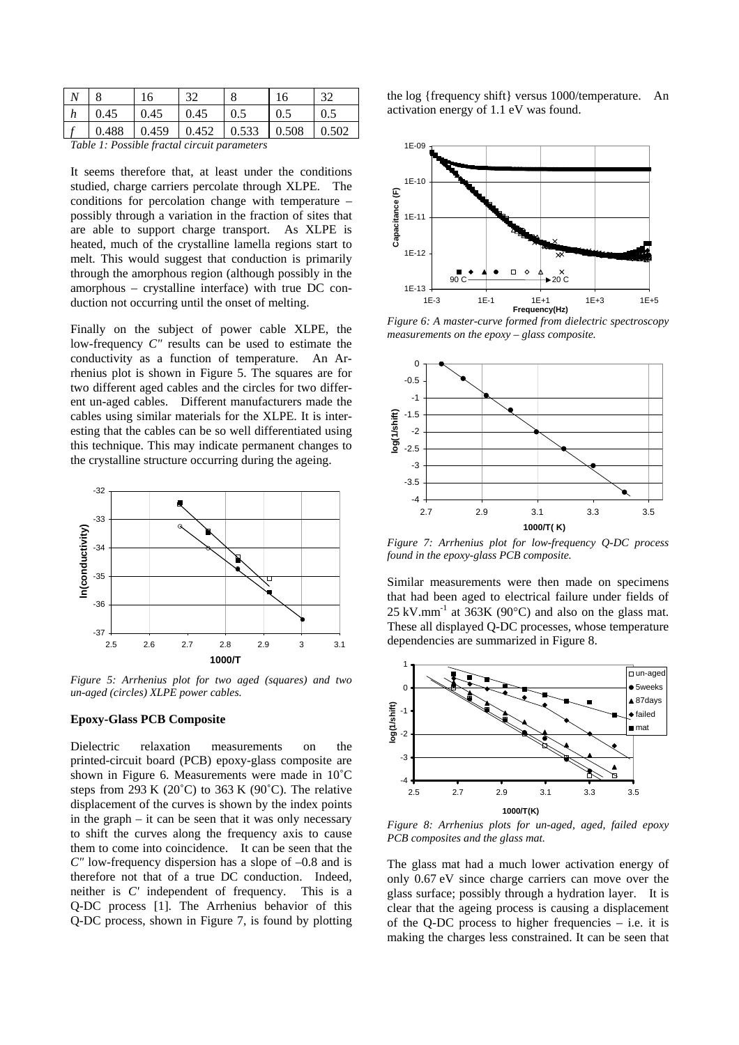| $N$ | 8 | 16 | 32 | 8 | 16 | 32 |
|---|---|---|---|---|---|---|
| $h$ | 0.45 | 0.45 | 0.45 | 0.5 | 0.5 | 0.5 |
| $f$ | 0.488 | 0.459 | 0.452 | 0.533 | 0.508 | 0.502 |

*Table 1: Possible fractal circuit parameters*

It seems therefore that, at least under the conditions studied, charge carriers percolate through XLPE. The conditions for percolation change with temperature – possibly through a variation in the fraction of sites that are able to support charge transport. As XLPE is heated, much of the crystalline lamella regions start to melt. This would suggest that conduction is primarily through the amorphous region (although possibly in the amorphous – crystalline interface) with true DC conduction not occurring until the onset of melting.

Finally on the subject of power cable XLPE, the low-frequency $C''$ results can be used to estimate the conductivity as a function of temperature. An Arrhenius plot is shown in Figure 5. The squares are for two different aged cables and the circles for two different un-aged cables. Different manufacturers made the cables using similar materials for the XLPE. It is interesting that the cables can be so well differentiated using this technique. This may indicate permanent changes to the crystalline structure occurring during the ageing.

*Figure 5: Arrhenius plot for two aged (squares) and two un-aged (circles) XLPE power cables.*

**Epoxy-Glass PCB Composite**

Dielectric relaxation measurements on the printed-circuit board (PCB) epoxy-glass composite are shown in Figure 6. Measurements were made in 10˚C steps from 293 K (20˚C) to 363 K (90˚C). The relative displacement of the curves is shown by the index points in the graph – it can be seen that it was only necessary to shift the curves along the frequency axis to cause them to come into coincidence. It can be seen that the $C''$ low-frequency dispersion has a slope of –0.8 and is therefore not that of a true DC conduction. Indeed, neither is $C'$ independent of frequency. This is a Q-DC process [1]. The Arrhenius behavior of this Q-DC process, shown in Figure 7, is found by plotting the log {frequency shift} versus 1000/temperature. An activation energy of 1.1 eV was found.

*Figure 6: A master-curve formed from dielectric spectroscopy measurements on the epoxy – glass composite.*

*Figure 7: Arrhenius plot for low-frequency Q-DC process found in the epoxy-glass PCB composite.*

Similar measurements were then made on specimens that had been aged to electrical failure under fields of 25 kV.mm$^{-1}$ at 363K (90°C) and also on the glass mat. These all displayed Q-DC processes, whose temperature dependencies are summarized in Figure 8.

*Figure 8: Arrhenius plots for un-aged, aged, failed epoxy PCB composites and the glass mat.*

The glass mat had a much lower activation energy of only 0.67 eV since charge carriers can move over the glass surface; possibly through a hydration layer. It is clear that the ageing process is causing a displacement of the Q-DC process to higher frequencies – i.e. it is making the charges less constrained. It can be seen that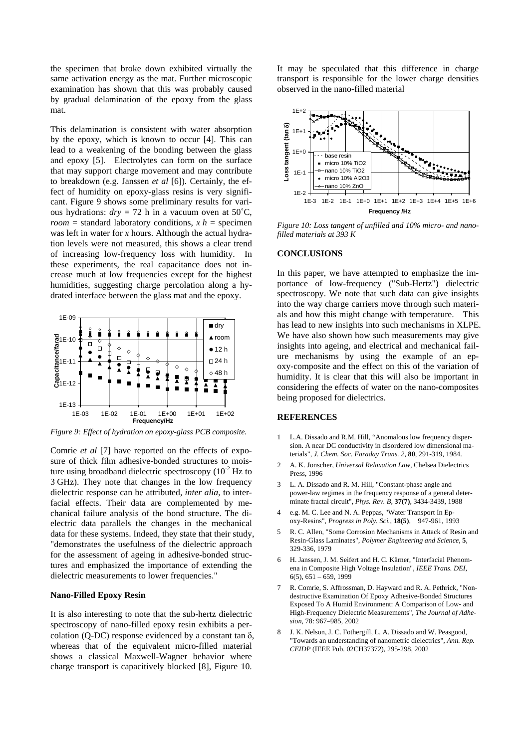the specimen that broke down exhibited virtually the same activation energy as the mat. Further microscopic examination has shown that this was probably caused by gradual delamination of the epoxy from the glass mat.

This delamination is consistent with water absorption by the epoxy, which is known to occur [4]. This can lead to a weakening of the bonding between the glass and epoxy [5]. Electrolytes can form on the surface that may support charge movement and may contribute to breakdown (e.g. Janssen *et al* [6]). Certainly, the effect of humidity on epoxy-glass resins is very significant. Figure 9 shows some preliminary results for various hydrations: *dry* = 72 h in a vacuum oven at 50˚C, *room* = standard laboratory conditions, *x h* = specimen was left in water for *x* hours. Although the actual hydration levels were not measured, this shows a clear trend of increasing low-frequency loss with humidity. In these experiments, the real capacitance does not increase much at low frequencies except for the highest humidities, suggesting charge percolation along a hydrated interface between the glass mat and the epoxy.

Capacitance/farad
1E-09
1E-10
1E-11
1E-12
1E-13
1E-03 1E-02 1E-01 1E+00 1E+01 1E+02
Frequency/Hz
dry
room
12 h
24 h
48 h

*Figure 9: Effect of hydration on epoxy-glass PCB composite.*

Comrie *et al* [7] have reported on the effects of exposure of thick film adhesive-bonded structures to moisture using broadband dielectric spectroscopy ($10^{-2}$ Hz to 3 GHz). They note that changes in the low frequency dielectric response can be attributed, *inter alia*, to interfacial effects. Their data are complemented by mechanical failure analysis of the bond structure. The dielectric data parallels the changes in the mechanical data for these systems. Indeed, they state that their study, "demonstrates the usefulness of the dielectric approach for the assessment of ageing in adhesive-bonded structures and emphasized the importance of extending the dielectric measurements to lower frequencies."

### Nano-Filled Epoxy Resin

It is also interesting to note that the sub-hertz dielectric spectroscopy of nano-filled epoxy resin exhibits a percolation (Q-DC) response evidenced by a constant tan $\delta$, whereas that of the equivalent micro-filled material shows a classical Maxwell-Wagner behavior where charge transport is capacitively blocked [8], Figure 10.

It may be speculated that this difference in charge transport is responsible for the lower charge densities observed in the nano-filled material

Loss tangent (tan $\delta$)
1E+2
1E+1
1E+0
1E-1
1E-2
1E-3 1E-2 1E-1 1E+0 1E+1 1E+2 1E+3 1E+4 1E+5 1E+6
Frequency /Hz
base resin
micro 10% TiO2
nano 10% TiO2
micro 10% Al2O3
nano 10% ZnO

*Figure 10: Loss tangent of unfilled and 10% micro- and nano-filled materials at 393 K*

### CONCLUSIONS

In this paper, we have attempted to emphasize the importance of low-frequency ("Sub-Hertz") dielectric spectroscopy. We note that such data can give insights into the way charge carriers move through such materials and how this might change with temperature. This has lead to new insights into such mechanisms in XLPE. We have also shown how such measurements may give insights into ageing, and electrical and mechanical failure mechanisms by using the example of an epoxy-composite and the effect on this of the variation of humidity. It is clear that this will also be important in considering the effects of water on the nano-composites being proposed for dielectrics.

### REFERENCES

1. L.A. Dissado and R.M. Hill, "Anomalous low frequency dispersion. A near DC conductivity in disordered low dimensional materials", *J. Chem. Soc. Faraday Trans. 2*, **80**, 291-319, 1984.
2. A. K. Jonscher, *Universal Relaxation Law*, Chelsea Dielectrics Press, 1996
3. L. A. Dissado and R. M. Hill, "Constant-phase angle and power-law regimes in the frequency response of a general determinate fractal circuit", *Phys. Rev. B*, **37(7)**, 3434-3439, 1988
4. e.g. M. C. Lee and N. A. Peppas, "Water Transport In Epoxy-Resins", *Progress in Poly. Sci.*, **18(5)**, 947-961, 1993
5. R. C. Allen, "Some Corrosion Mechanisms in Attack of Resin and Resin-Glass Laminates", *Polymer Engineering and Science*, **5**, 329-336, 1979
6. H. Janssen, J. M. Seifert and H. C. Kärner, "Interfacial Phenomena in Composite High Voltage Insulation", *IEEE Trans. DEI*, 6(5), 651 – 659, 1999
7. R. Comrie, S. Affrossman, D. Hayward and R. A. Pethrick, "Nondestructive Examination Of Epoxy Adhesive-Bonded Structures Exposed To A Humid Environment: A Comparison of Low- and High-Frequency Dielectric Measurements", *The Journal of Adhesion*, 78: 967–985, 2002
8. J. K. Nelson, J. C. Fothergill, L. A. Dissado and W. Peasgood, "Towards an understanding of nanometric dielectrics", *Ann. Rep. CEIDP* (IEEE Pub. 02CH37372), 295-298, 2002